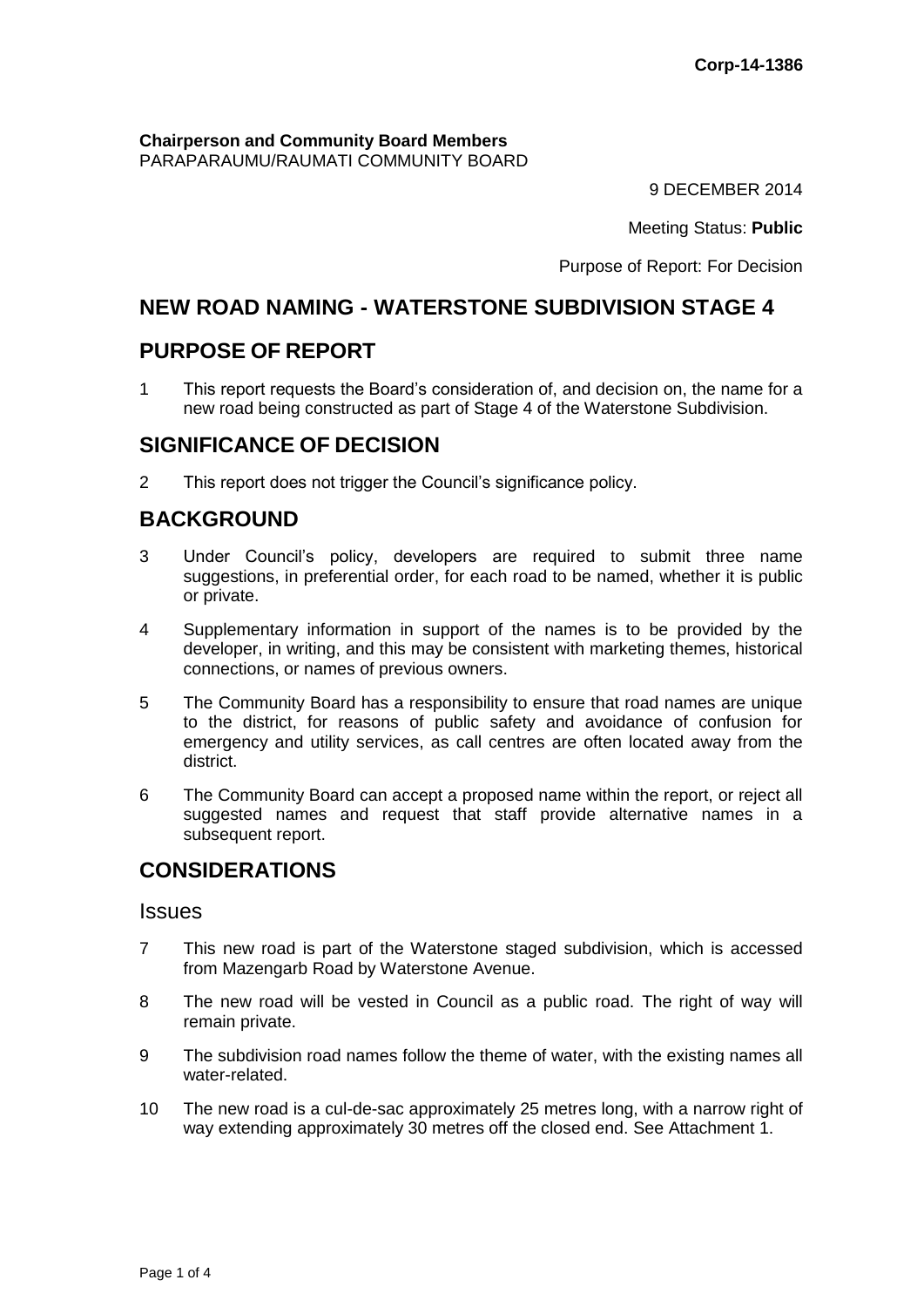Corp-14-1386

**Chairperson and Community Board Members**
PARAPARAUMU/RAUMATI COMMUNITY BOARD

9 DECEMBER 2014

Meeting Status: **Public**

Purpose of Report: For Decision

## NEW ROAD NAMING - WATERSTONE SUBDIVISION STAGE 4

## PURPOSE OF REPORT

1 This report requests the Board's consideration of, and decision on, the name for a new road being constructed as part of Stage 4 of the Waterstone Subdivision.

## SIGNIFICANCE OF DECISION

2 This report does not trigger the Council's significance policy.

## BACKGROUND

3 Under Council's policy, developers are required to submit three name suggestions, in preferential order, for each road to be named, whether it is public or private.

4 Supplementary information in support of the names is to be provided by the developer, in writing, and this may be consistent with marketing themes, historical connections, or names of previous owners.

5 The Community Board has a responsibility to ensure that road names are unique to the district, for reasons of public safety and avoidance of confusion for emergency and utility services, as call centres are often located away from the district.

6 The Community Board can accept a proposed name within the report, or reject all suggested names and request that staff provide alternative names in a subsequent report.

## CONSIDERATIONS

### Issues

7 This new road is part of the Waterstone staged subdivision, which is accessed from Mazengarb Road by Waterstone Avenue.

8 The new road will be vested in Council as a public road. The right of way will remain private.

9 The subdivision road names follow the theme of water, with the existing names all water-related.

10 The new road is a cul-de-sac approximately 25 metres long, with a narrow right of way extending approximately 30 metres off the closed end. See Attachment 1.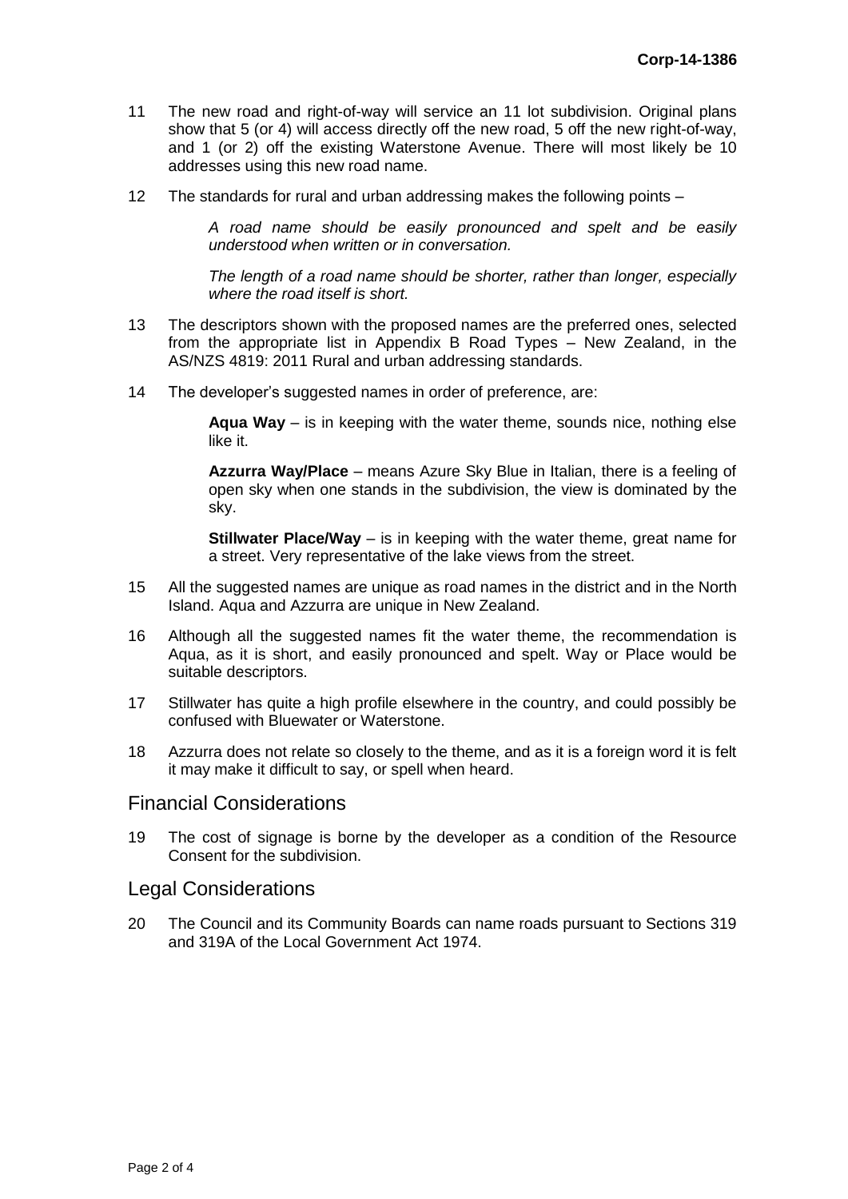11 The new road and right-of-way will service an 11 lot subdivision. Original plans show that 5 (or 4) will access directly off the new road, 5 off the new right-of-way, and 1 (or 2) off the existing Waterstone Avenue. There will most likely be 10 addresses using this new road name.

12 The standards for rural and urban addressing makes the following points –

> *A road name should be easily pronounced and spelt and be easily understood when written or in conversation.*
>
> *The length of a road name should be shorter, rather than longer, especially where the road itself is short.*

13 The descriptors shown with the proposed names are the preferred ones, selected from the appropriate list in Appendix B Road Types – New Zealand, in the AS/NZS 4819: 2011 Rural and urban addressing standards.

14 The developer's suggested names in order of preference, are:

> **Aqua Way** – is in keeping with the water theme, sounds nice, nothing else like it.
>
> **Azzurra Way/Place** – means Azure Sky Blue in Italian, there is a feeling of open sky when one stands in the subdivision, the view is dominated by the sky.
>
> **Stillwater Place/Way** – is in keeping with the water theme, great name for a street. Very representative of the lake views from the street.

15 All the suggested names are unique as road names in the district and in the North Island. Aqua and Azzurra are unique in New Zealand.

16 Although all the suggested names fit the water theme, the recommendation is Aqua, as it is short, and easily pronounced and spelt. Way or Place would be suitable descriptors.

17 Stillwater has quite a high profile elsewhere in the country, and could possibly be confused with Bluewater or Waterstone.

18 Azzurra does not relate so closely to the theme, and as it is a foreign word it is felt it may make it difficult to say, or spell when heard.

## Financial Considerations

19 The cost of signage is borne by the developer as a condition of the Resource Consent for the subdivision.

## Legal Considerations

20 The Council and its Community Boards can name roads pursuant to Sections 319 and 319A of the Local Government Act 1974.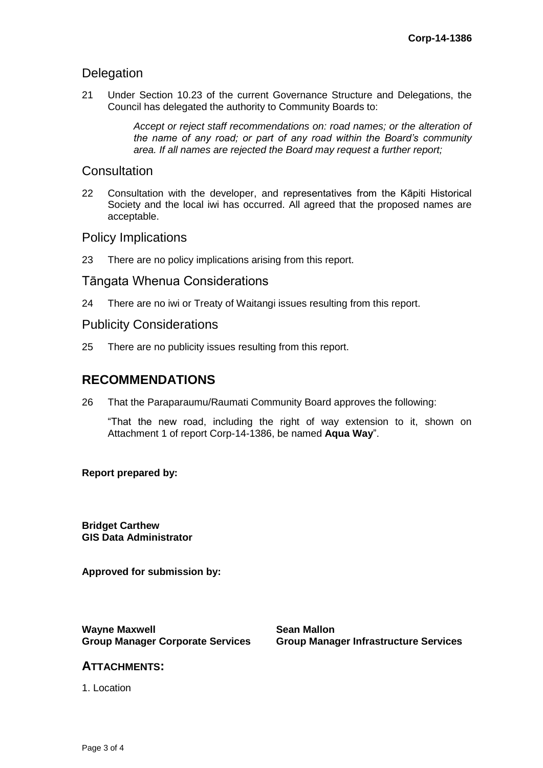## Delegation

21 Under Section 10.23 of the current Governance Structure and Delegations, the Council has delegated the authority to Community Boards to:

> *Accept or reject staff recommendations on: road names; or the alteration of the name of any road; or part of any road within the Board's community area. If all names are rejected the Board may request a further report;*

## Consultation

22 Consultation with the developer, and representatives from the Kāpiti Historical Society and the local iwi has occurred. All agreed that the proposed names are acceptable.

## Policy Implications

23 There are no policy implications arising from this report.

## Tāngata Whenua Considerations

24 There are no iwi or Treaty of Waitangi issues resulting from this report.

## Publicity Considerations

25 There are no publicity issues resulting from this report.

# RECOMMENDATIONS

26 That the Paraparaumu/Raumati Community Board approves the following:

"That the new road, including the right of way extension to it, shown on Attachment 1 of report Corp-14-1386, be named **Aqua Way**".

**Report prepared by:**

**Bridget Carthew**
**GIS Data Administrator**

**Approved for submission by:**

**Wayne Maxwell**
**Group Manager Corporate Services**

**Sean Mallon**
**Group Manager Infrastructure Services**

## ATTACHMENTS:

1. Location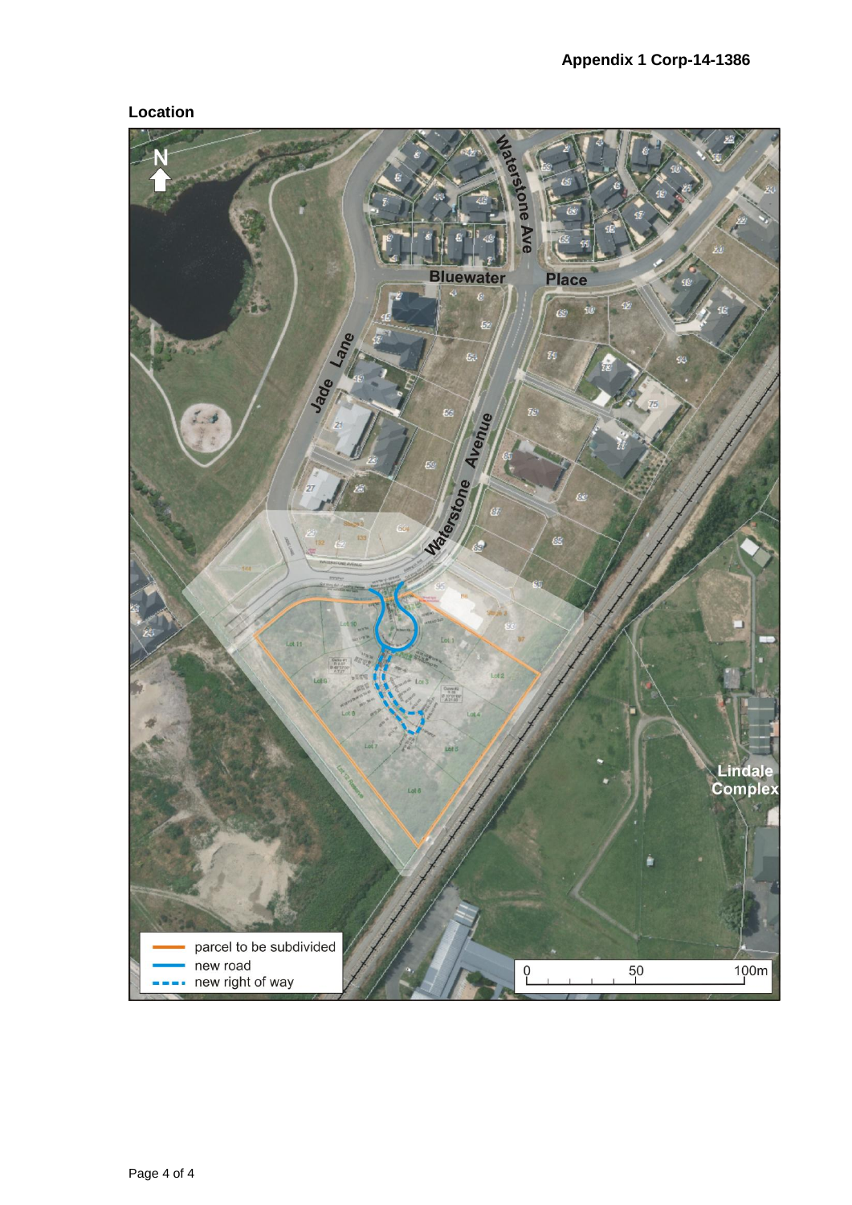Appendix 1 Corp-14-1386

## Location

N

Waterstone Ave

Bluewater Place

Jade Lane

Waterstone Avenue

Lindale Complex

parcel to be subdivided

new road

new right of way

0 50 100m